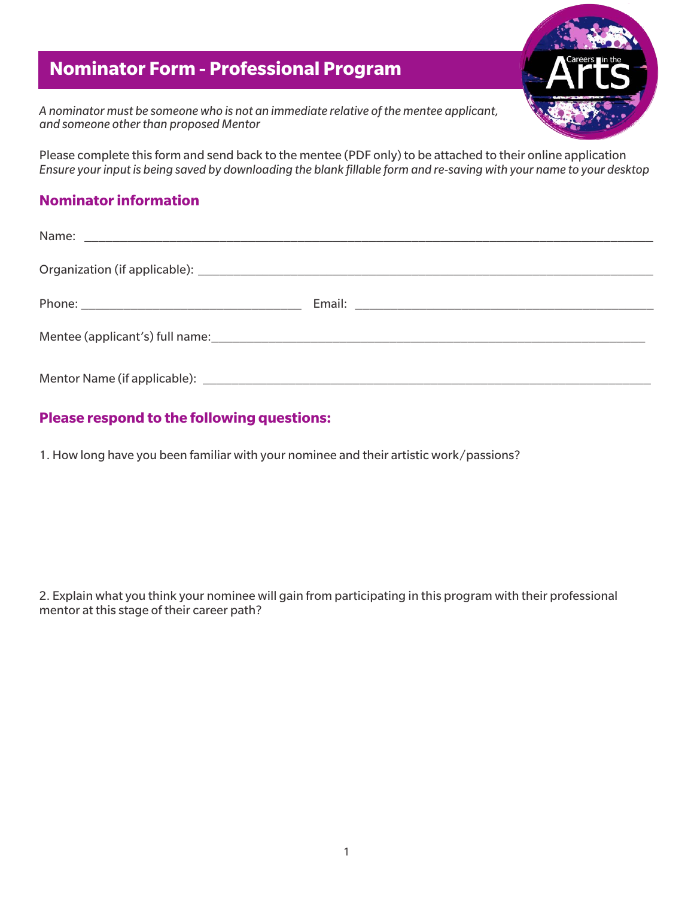# Nominator Form - Professional Program

*A nominator must be someone who is not an immediate relative of the mentee applicant, and someone other than proposed Mentor*

Please complete this form and send back to the mentee (PDF only) to be attached to their online application
*Ensure your input is being saved by downloading the blank fillable form and re-saving with your name to your desktop*

## Nominator information

Name: ______________________________________________________________________

Organization (if applicable): ______________________________________________________

Phone: ____________________________ Email: ____________________________________

Mentee (applicant's) full name:_____________________________________________________

Mentor Name (if applicable): _______________________________________________________

## Please respond to the following questions:

1. How long have you been familiar with your nominee and their artistic work/passions?

2. Explain what you think your nominee will gain from participating in this program with their professional mentor at this stage of their career path?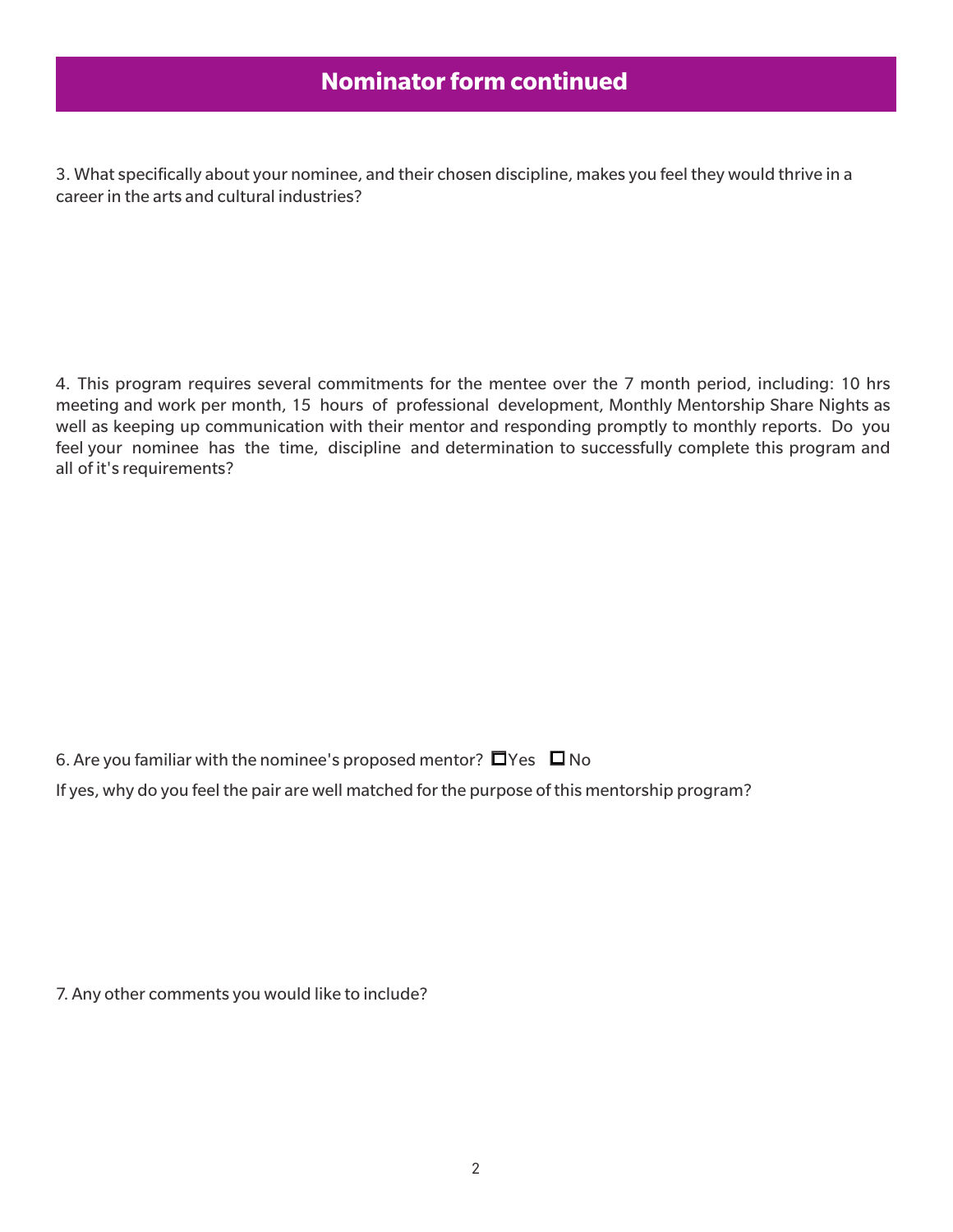## Nominator form continued

3. What specifically about your nominee, and their chosen discipline, makes you feel they would thrive in a career in the arts and cultural industries?

4. This program requires several commitments for the mentee over the 7 month period, including: 10 hrs meeting and work per month, 15 hours of professional development, Monthly Mentorship Share Nights as well as keeping up communication with their mentor and responding promptly to monthly reports. Do you feel your nominee has the time, discipline and determination to successfully complete this program and all of it's requirements?

6. Are you familiar with the nominee's proposed mentor? ☐ Yes ☐ No

If yes, why do you feel the pair are well matched for the purpose of this mentorship program?

7. Any other comments you would like to include?